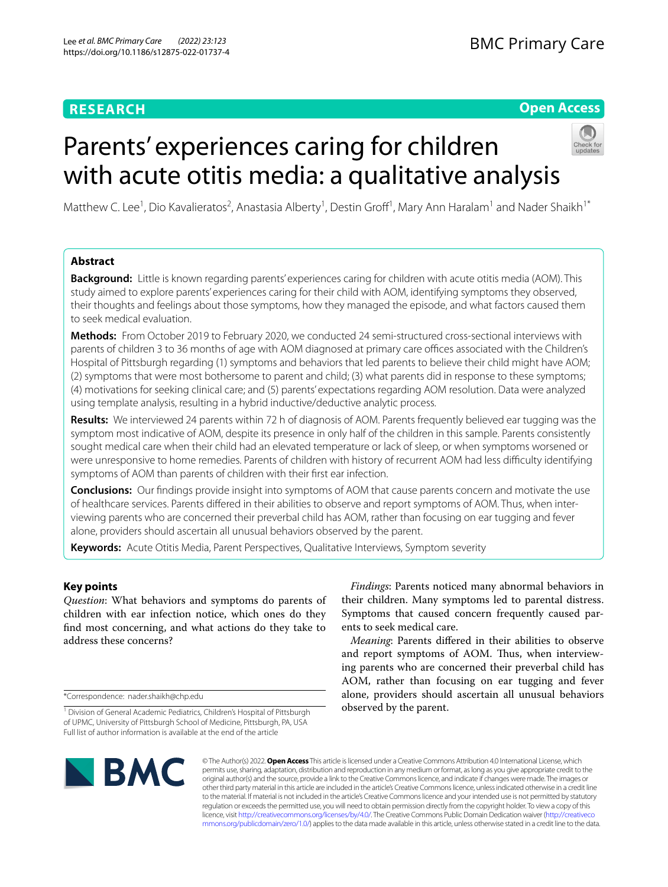**RESEARCH** | **Open Access**

# Parents' experiences caring for children with acute otitis media: a qualitative analysis

Matthew C. Lee[1], Dio Kavalieratos[2], Anastasia Alberty[1], Destin Groff[1], Mary Ann Haralam[1] and Nader Shaikh[1*]

## Abstract

**Background:** Little is known regarding parents' experiences caring for children with acute otitis media (AOM). This study aimed to explore parents' experiences caring for their child with AOM, identifying symptoms they observed, their thoughts and feelings about those symptoms, how they managed the episode, and what factors caused them to seek medical evaluation.

**Methods:** From October 2019 to February 2020, we conducted 24 semi-structured cross-sectional interviews with parents of children 3 to 36 months of age with AOM diagnosed at primary care offices associated with the Children's Hospital of Pittsburgh regarding (1) symptoms and behaviors that led parents to believe their child might have AOM; (2) symptoms that were most bothersome to parent and child; (3) what parents did in response to these symptoms; (4) motivations for seeking clinical care; and (5) parents' expectations regarding AOM resolution. Data were analyzed using template analysis, resulting in a hybrid inductive/deductive analytic process.

**Results:** We interviewed 24 parents within 72 h of diagnosis of AOM. Parents frequently believed ear tugging was the symptom most indicative of AOM, despite its presence in only half of the children in this sample. Parents consistently sought medical care when their child had an elevated temperature or lack of sleep, or when symptoms worsened or were unresponsive to home remedies. Parents of children with history of recurrent AOM had less difficulty identifying symptoms of AOM than parents of children with their first ear infection.

**Conclusions:** Our findings provide insight into symptoms of AOM that cause parents concern and motivate the use of healthcare services. Parents differed in their abilities to observe and report symptoms of AOM. Thus, when interviewing parents who are concerned their preverbal child has AOM, rather than focusing on ear tugging and fever alone, providers should ascertain all unusual behaviors observed by the parent.

**Keywords:** Acute Otitis Media, Parent Perspectives, Qualitative Interviews, Symptom severity

## Key points

*Question*: What behaviors and symptoms do parents of children with ear infection notice, which ones do they find most concerning, and what actions do they take to address these concerns?

*Findings*: Parents noticed many abnormal behaviors in their children. Many symptoms led to parental distress. Symptoms that caused concern frequently caused parents to seek medical care.

*Meaning*: Parents differed in their abilities to observe and report symptoms of AOM. Thus, when interviewing parents who are concerned their preverbal child has AOM, rather than focusing on ear tugging and fever alone, providers should ascertain all unusual behaviors observed by the parent.

*Correspondence: nader.shaikh@chp.edu

[1] Division of General Academic Pediatrics, Children's Hospital of Pittsburgh of UPMC, University of Pittsburgh School of Medicine, Pittsburgh, PA, USA

Full list of author information is available at the end of the article

© The Author(s) 2022. **Open Access** This article is licensed under a Creative Commons Attribution 4.0 International License, which permits use, sharing, adaptation, distribution and reproduction in any medium or format, as long as you give appropriate credit to the original author(s) and the source, provide a link to the Creative Commons licence, and indicate if changes were made. The images or other third party material in this article are included in the article's Creative Commons licence, unless indicated otherwise in a credit line to the material. If material is not included in the article's Creative Commons licence and your intended use is not permitted by statutory regulation or exceeds the permitted use, you will need to obtain permission directly from the copyright holder. To view a copy of this licence, visit http://creativecommons.org/licenses/by/4.0/. The Creative Commons Public Domain Dedication waiver (http://creativecommons.org/publicdomain/zero/1.0/) applies to the data made available in this article, unless otherwise stated in a credit line to the data.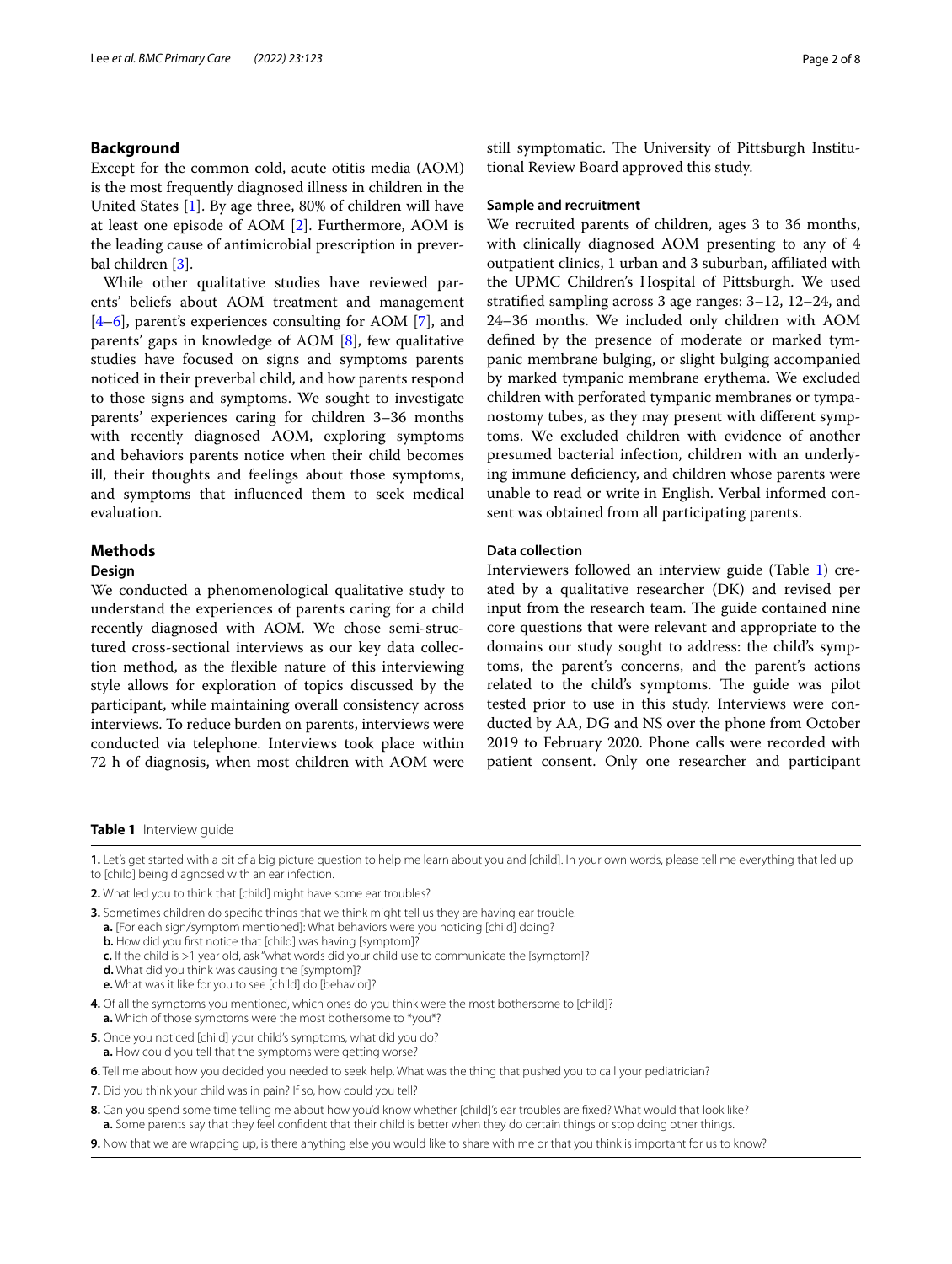## Background

Except for the common cold, acute otitis media (AOM) is the most frequently diagnosed illness in children in the United States [1]. By age three, 80% of children will have at least one episode of AOM [2]. Furthermore, AOM is the leading cause of antimicrobial prescription in preverbal children [3].

While other qualitative studies have reviewed parents' beliefs about AOM treatment and management [4–6], parent's experiences consulting for AOM [7], and parents' gaps in knowledge of AOM [8], few qualitative studies have focused on signs and symptoms parents noticed in their preverbal child, and how parents respond to those signs and symptoms. We sought to investigate parents' experiences caring for children 3–36 months with recently diagnosed AOM, exploring symptoms and behaviors parents notice when their child becomes ill, their thoughts and feelings about those symptoms, and symptoms that influenced them to seek medical evaluation.

## Methods

### Design

We conducted a phenomenological qualitative study to understand the experiences of parents caring for a child recently diagnosed with AOM. We chose semi-structured cross-sectional interviews as our key data collection method, as the flexible nature of this interviewing style allows for exploration of topics discussed by the participant, while maintaining overall consistency across interviews. To reduce burden on parents, interviews were conducted via telephone. Interviews took place within 72 h of diagnosis, when most children with AOM were still symptomatic. The University of Pittsburgh Institutional Review Board approved this study.

### Sample and recruitment

We recruited parents of children, ages 3 to 36 months, with clinically diagnosed AOM presenting to any of 4 outpatient clinics, 1 urban and 3 suburban, affiliated with the UPMC Children's Hospital of Pittsburgh. We used stratified sampling across 3 age ranges: 3–12, 12–24, and 24–36 months. We included only children with AOM defined by the presence of moderate or marked tympanic membrane bulging, or slight bulging accompanied by marked tympanic membrane erythema. We excluded children with perforated tympanic membranes or tympanostomy tubes, as they may present with different symptoms. We excluded children with evidence of another presumed bacterial infection, children with an underlying immune deficiency, and children whose parents were unable to read or write in English. Verbal informed consent was obtained from all participating parents.

### Data collection

Interviewers followed an interview guide (Table 1) created by a qualitative researcher (DK) and revised per input from the research team. The guide contained nine core questions that were relevant and appropriate to the domains our study sought to address: the child's symptoms, the parent's concerns, and the parent's actions related to the child's symptoms. The guide was pilot tested prior to use in this study. Interviews were conducted by AA, DG and NS over the phone from October 2019 to February 2020. Phone calls were recorded with patient consent. Only one researcher and participant

**Table 1** Interview guide

| |
|---|
| **1.** Let's get started with a bit of a big picture question to help me learn about you and [child]. In your own words, please tell me everything that led up to [child] being diagnosed with an ear infection. |
| **2.** What led you to think that [child] might have some ear troubles? |
| **3.** Sometimes children do specific things that we think might tell us they are having ear trouble.<br>**a.** [For each sign/symptom mentioned]: What behaviors were you noticing [child] doing?<br>**b.** How did you first notice that [child] was having [symptom]?<br>**c.** If the child is >1 year old, ask "what words did your child use to communicate the [symptom]?<br>**d.** What did you think was causing the [symptom]?<br>**e.** What was it like for you to see [child] do [behavior]? |
| **4.** Of all the symptoms you mentioned, which ones do you think were the most bothersome to [child]?<br>**a.** Which of those symptoms were the most bothersome to *you*? |
| **5.** Once you noticed [child] your child's symptoms, what did you do?<br>**a.** How could you tell that the symptoms were getting worse? |
| **6.** Tell me about how you decided you needed to seek help. What was the thing that pushed you to call your pediatrician? |
| **7.** Did you think your child was in pain? If so, how could you tell? |
| **8.** Can you spend some time telling me about how you'd know whether [child]'s ear troubles are fixed? What would that look like?<br>**a.** Some parents say that they feel confident that their child is better when they do certain things or stop doing other things. |
| **9.** Now that we are wrapping up, is there anything else you would like to share with me or that you think is important for us to know? |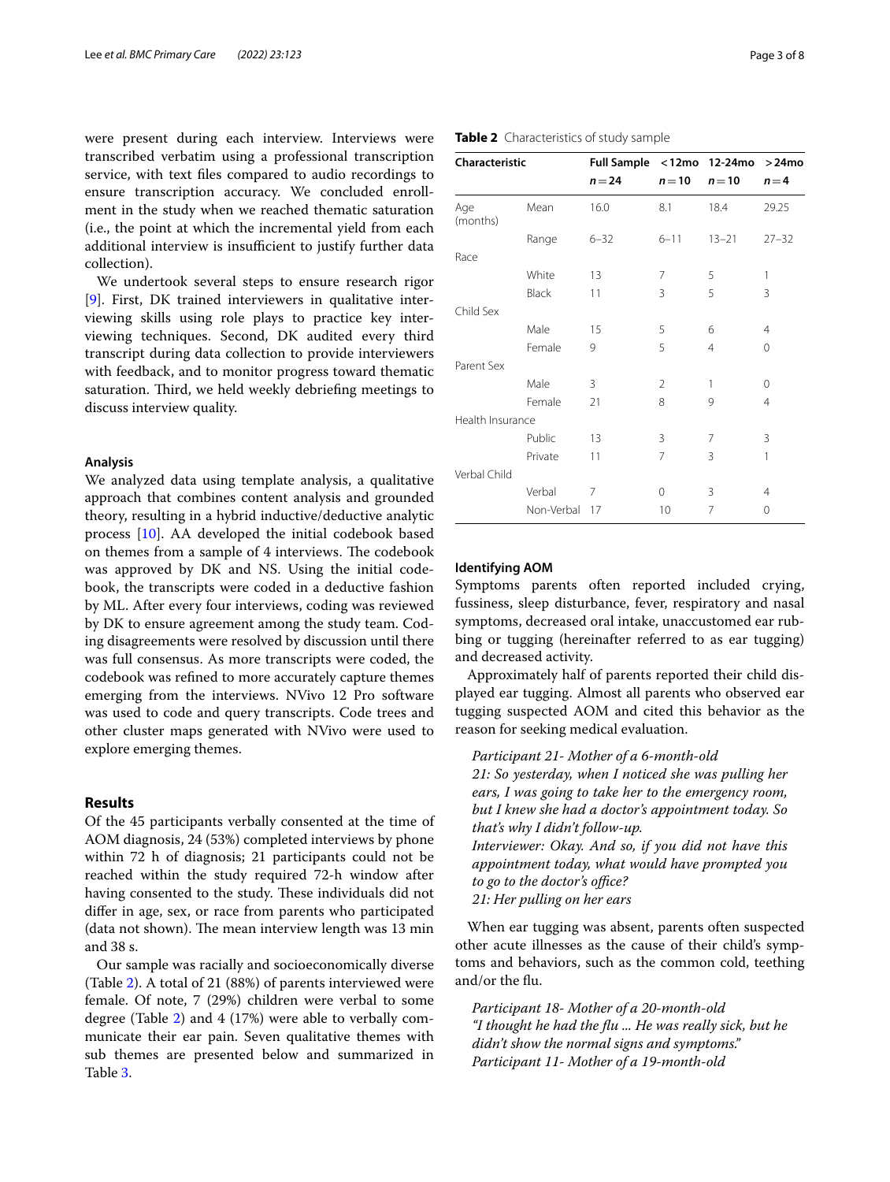were present during each interview. Interviews were transcribed verbatim using a professional transcription service, with text files compared to audio recordings to ensure transcription accuracy. We concluded enrollment in the study when we reached thematic saturation (i.e., the point at which the incremental yield from each additional interview is insufficient to justify further data collection).

We undertook several steps to ensure research rigor [9]. First, DK trained interviewers in qualitative interviewing skills using role plays to practice key interviewing techniques. Second, DK audited every third transcript during data collection to provide interviewers with feedback, and to monitor progress toward thematic saturation. Third, we held weekly debriefing meetings to discuss interview quality.

### Analysis

We analyzed data using template analysis, a qualitative approach that combines content analysis and grounded theory, resulting in a hybrid inductive/deductive analytic process [10]. AA developed the initial codebook based on themes from a sample of 4 interviews. The codebook was approved by DK and NS. Using the initial codebook, the transcripts were coded in a deductive fashion by ML. After every four interviews, coding was reviewed by DK to ensure agreement among the study team. Coding disagreements were resolved by discussion until there was full consensus. As more transcripts were coded, the codebook was refined to more accurately capture themes emerging from the interviews. NVivo 12 Pro software was used to code and query transcripts. Code trees and other cluster maps generated with NVivo were used to explore emerging themes.

## Results

Of the 45 participants verbally consented at the time of AOM diagnosis, 24 (53%) completed interviews by phone within 72 h of diagnosis; 21 participants could not be reached within the study required 72-h window after having consented to the study. These individuals did not differ in age, sex, or race from parents who participated (data not shown). The mean interview length was 13 min and 38 s.

Our sample was racially and socioeconomically diverse (Table 2). A total of 21 (88%) of parents interviewed were female. Of note, 7 (29%) children were verbal to some degree (Table 2) and 4 (17%) were able to verbally communicate their ear pain. Seven qualitative themes with sub themes are presented below and summarized in Table 3.

**Table 2** Characteristics of study sample

| Characteristic | | Full Sample $n=24$ | <12mo $n=10$ | 12-24mo $n=10$ | >24mo $n=4$ |
|---|---|---|---|---|---|
| Age (months) | Mean | 16.0 | 8.1 | 18.4 | 29.25 |
| | Range | 6–32 | 6–11 | 13–21 | 27–32 |
| Race | | | | | |
| | White | 13 | 7 | 5 | 1 |
| | Black | 11 | 3 | 5 | 3 |
| Child Sex | | | | | |
| | Male | 15 | 5 | 6 | 4 |
| | Female | 9 | 5 | 4 | 0 |
| Parent Sex | | | | | |
| | Male | 3 | 2 | 1 | 0 |
| | Female | 21 | 8 | 9 | 4 |
| Health Insurance | | | | | |
| | Public | 13 | 3 | 7 | 3 |
| | Private | 11 | 7 | 3 | 1 |
| Verbal Child | | | | | |
| | Verbal | 7 | 0 | 3 | 4 |
| | Non-Verbal | 17 | 10 | 7 | 0 |

### Identifying AOM

Symptoms parents often reported included crying, fussiness, sleep disturbance, fever, respiratory and nasal symptoms, decreased oral intake, unaccustomed ear rubbing or tugging (hereinafter referred to as ear tugging) and decreased activity.

Approximately half of parents reported their child displayed ear tugging. Almost all parents who observed ear tugging suspected AOM and cited this behavior as the reason for seeking medical evaluation.

> *Participant 21- Mother of a 6-month-old*
> *21: So yesterday, when I noticed she was pulling her ears, I was going to take her to the emergency room, but I knew she had a doctor's appointment today. So that's why I didn't follow-up.*
> *Interviewer: Okay. And so, if you did not have this appointment today, what would have prompted you to go to the doctor's office?*
> *21: Her pulling on her ears*

When ear tugging was absent, parents often suspected other acute illnesses as the cause of their child's symptoms and behaviors, such as the common cold, teething and/or the flu.

> *Participant 18- Mother of a 20-month-old*
> *"I thought he had the flu ... He was really sick, but he didn't show the normal signs and symptoms."*
> *Participant 11- Mother of a 19-month-old*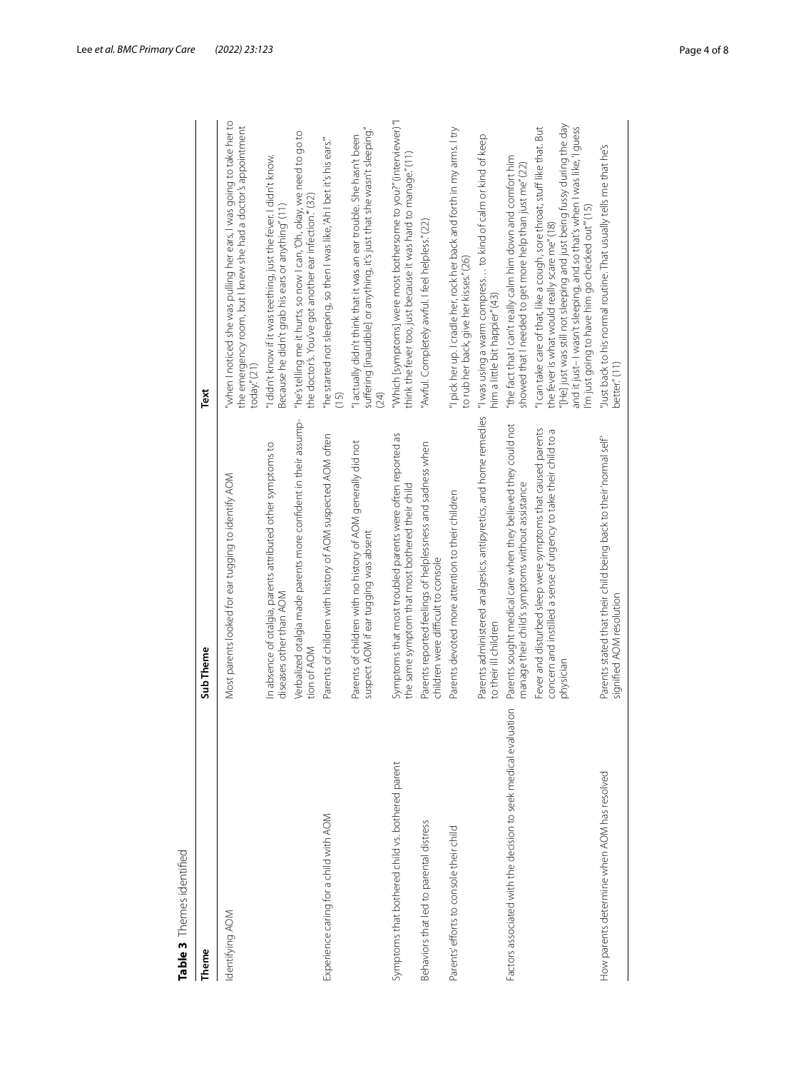**Table 3** Themes identified

| Theme | Sub Theme | Text |
|---|---|---|
| Identifying AOM | Most parents looked for ear tugging to identify AOM | "when I noticed she was pulling her ears, I was going to take her to the emergency room, but I knew she had a doctor's appointment today." (21) |
| | In absence of otalgia, parents attributed other symptoms to diseases other than AOM | "I didn't know if it was teething, just the fever. I didn't know. Because he didn't grab his ears or anything" (11) |
| | Verbalized otalgia made parents more confident in their assumption of AOM | "he's telling me it hurts, so now I can, 'Oh, okay, we need to go to the doctor's. You've got another ear infection.'" (32) |
| Experience caring for a child with AOM | Parents of children with history of AOM suspected AOM often | "he started not sleeping, so then I was like, 'Ah I bet it's his ears.'" (15) |
| | Parents of children with no history of AOM generally did not suspect AOM if ear tugging was absent | "I actually didn't think that it was an ear trouble. She hasn't been suffering [inaudible] or anything, it's just that she wasn't sleeping." (24) |
| Symptoms that bothered child vs. bothered parent | Symptoms that most troubled parents were often reported as the same symptom that most bothered their child | "Which [symptoms] were most bothersome to you?" (interviewer) "I think the fever too, just because it was hard to manage." (11) |
| Behaviors that led to parental distress | Parents reported feelings of helplessness and sadness when children were difficult to console | "Awful. Completely awful. I feel helpless." (22) |
| Parents' efforts to console their child | Parents devoted more attention to their children | "I pick her up. I cradle her, rock her back and forth in my arms. I try to rub her back, give her kisses." (26) |
| | Parents administered analgesics, antipyretics, and home remedies to their ill children | "I was using a warm compress… to kind of calm or kind of keep him a little bit happier" (43) |
| Factors associated with the decision to seek medical evaluation | Parents sought medical care when they believed they could not manage their child's symptoms without assistance | "the fact that I can't really calm him down and comfort him showed that I needed to get more help than just me" (22) |
| | Fever and disturbed sleep were symptoms that caused parents concern and instilled a sense of urgency to take their child to a physician | "I can take care of that, like a cough, sore throat, stuff like that. But the fever is what would really scare me" (18)<br>"[He] just was still not sleeping and just being fussy during the day and it just– I wasn't sleeping, and so that's when I was like, 'I guess I'm just going to have him go checked out'" (15) |
| How parents determine when AOM has resolved | Parents stated that their child being back to their 'normal self' signified AOM resolution | "Just back to his normal routine. That usually tells me that he's better." (11) |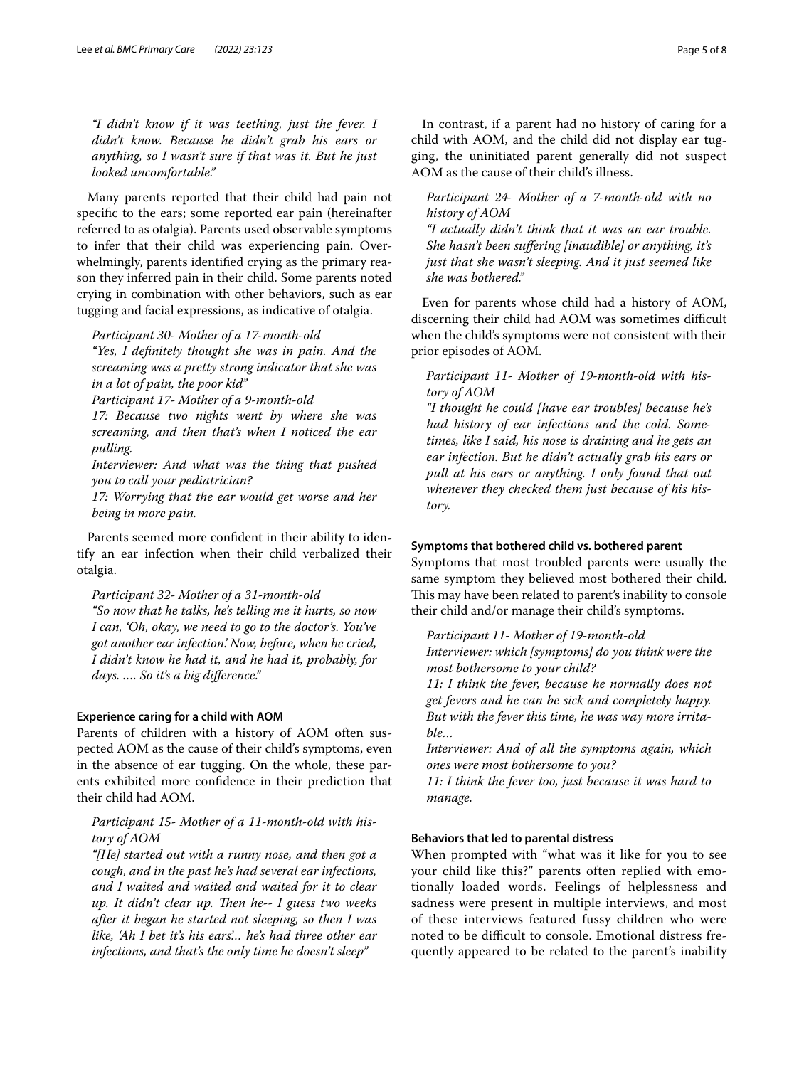*"I didn't know if it was teething, just the fever. I didn't know. Because he didn't grab his ears or anything, so I wasn't sure if that was it. But he just looked uncomfortable."*

Many parents reported that their child had pain not specific to the ears; some reported ear pain (hereinafter referred to as otalgia). Parents used observable symptoms to infer that their child was experiencing pain. Overwhelmingly, parents identified crying as the primary reason they inferred pain in their child. Some parents noted crying in combination with other behaviors, such as ear tugging and facial expressions, as indicative of otalgia.

*Participant 30- Mother of a 17-month-old*
*"Yes, I definitely thought she was in pain. And the screaming was a pretty strong indicator that she was in a lot of pain, the poor kid"*
*Participant 17- Mother of a 9-month-old*
*17: Because two nights went by where she was screaming, and then that's when I noticed the ear pulling.*
*Interviewer: And what was the thing that pushed you to call your pediatrician?*
*17: Worrying that the ear would get worse and her being in more pain.*

Parents seemed more confident in their ability to identify an ear infection when their child verbalized their otalgia.

*Participant 32- Mother of a 31-month-old*
*"So now that he talks, he's telling me it hurts, so now I can, 'Oh, okay, we need to go to the doctor's. You've got another ear infection.' Now, before, when he cried, I didn't know he had it, and he had it, probably, for days. …. So it's a big difference."*

#### Experience caring for a child with AOM

Parents of children with a history of AOM often suspected AOM as the cause of their child's symptoms, even in the absence of ear tugging. On the whole, these parents exhibited more confidence in their prediction that their child had AOM.

*Participant 15- Mother of a 11-month-old with history of AOM*
*"[He] started out with a runny nose, and then got a cough, and in the past he's had several ear infections, and I waited and waited and waited for it to clear up. It didn't clear up. Then he-- I guess two weeks after it began he started not sleeping, so then I was like, 'Ah I bet it's his ears'… he's had three other ear infections, and that's the only time he doesn't sleep"*

In contrast, if a parent had no history of caring for a child with AOM, and the child did not display ear tugging, the uninitiated parent generally did not suspect AOM as the cause of their child's illness.

*Participant 24- Mother of a 7-month-old with no history of AOM*
*"I actually didn't think that it was an ear trouble. She hasn't been suffering [inaudible] or anything, it's just that she wasn't sleeping. And it just seemed like she was bothered."*

Even for parents whose child had a history of AOM, discerning their child had AOM was sometimes difficult when the child's symptoms were not consistent with their prior episodes of AOM.

*Participant 11- Mother of 19-month-old with history of AOM*
*"I thought he could [have ear troubles] because he's had history of ear infections and the cold. Sometimes, like I said, his nose is draining and he gets an ear infection. But he didn't actually grab his ears or pull at his ears or anything. I only found that out whenever they checked them just because of his history.*

#### Symptoms that bothered child vs. bothered parent

Symptoms that most troubled parents were usually the same symptom they believed most bothered their child. This may have been related to parent's inability to console their child and/or manage their child's symptoms.

*Participant 11- Mother of 19-month-old*
*Interviewer: which [symptoms] do you think were the most bothersome to your child?*
*11: I think the fever, because he normally does not get fevers and he can be sick and completely happy. But with the fever this time, he was way more irritable…*
*Interviewer: And of all the symptoms again, which ones were most bothersome to you?*
*11: I think the fever too, just because it was hard to manage.*

#### Behaviors that led to parental distress

When prompted with "what was it like for you to see your child like this?" parents often replied with emotionally loaded words. Feelings of helplessness and sadness were present in multiple interviews, and most of these interviews featured fussy children who were noted to be difficult to console. Emotional distress frequently appeared to be related to the parent's inability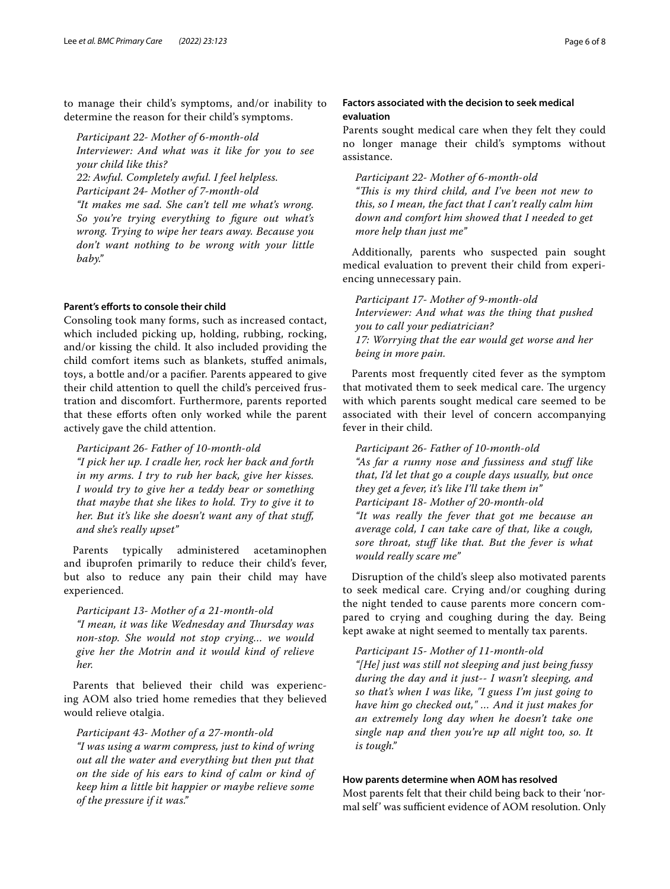to manage their child's symptoms, and/or inability to determine the reason for their child's symptoms.

> *Participant 22- Mother of 6-month-old*
> *Interviewer: And what was it like for you to see your child like this?*
> *22: Awful. Completely awful. I feel helpless.*
> *Participant 24- Mother of 7-month-old*
> *"It makes me sad. She can't tell me what's wrong. So you're trying everything to figure out what's wrong. Trying to wipe her tears away. Because you don't want nothing to be wrong with your little baby."*

#### Parent's efforts to console their child

Consoling took many forms, such as increased contact, which included picking up, holding, rubbing, rocking, and/or kissing the child. It also included providing the child comfort items such as blankets, stuffed animals, toys, a bottle and/or a pacifier. Parents appeared to give their child attention to quell the child's perceived frustration and discomfort. Furthermore, parents reported that these efforts often only worked while the parent actively gave the child attention.

> *Participant 26- Father of 10-month-old*
> *"I pick her up. I cradle her, rock her back and forth in my arms. I try to rub her back, give her kisses. I would try to give her a teddy bear or something that maybe that she likes to hold. Try to give it to her. But it's like she doesn't want any of that stuff, and she's really upset"*

Parents typically administered acetaminophen and ibuprofen primarily to reduce their child's fever, but also to reduce any pain their child may have experienced.

> *Participant 13- Mother of a 21-month-old*
> *"I mean, it was like Wednesday and Thursday was non-stop. She would not stop crying... we would give her the Motrin and it would kind of relieve her.*

Parents that believed their child was experiencing AOM also tried home remedies that they believed would relieve otalgia.

> *Participant 43- Mother of a 27-month-old*
> *"I was using a warm compress, just to kind of wring out all the water and everything but then put that on the side of his ears to kind of calm or kind of keep him a little bit happier or maybe relieve some of the pressure if it was."*

#### Factors associated with the decision to seek medical evaluation

Parents sought medical care when they felt they could no longer manage their child's symptoms without assistance.

> *Participant 22- Mother of 6-month-old*
> *"This is my third child, and I've been not new to this, so I mean, the fact that I can't really calm him down and comfort him showed that I needed to get more help than just me"*

Additionally, parents who suspected pain sought medical evaluation to prevent their child from experiencing unnecessary pain.

> *Participant 17- Mother of 9-month-old*
> *Interviewer: And what was the thing that pushed you to call your pediatrician?*
> *17: Worrying that the ear would get worse and her being in more pain.*

Parents most frequently cited fever as the symptom that motivated them to seek medical care. The urgency with which parents sought medical care seemed to be associated with their level of concern accompanying fever in their child.

> *Participant 26- Father of 10-month-old*
> *"As far a runny nose and fussiness and stuff like that, I'd let that go a couple days usually, but once they get a fever, it's like I'll take them in"*
> *Participant 18- Mother of 20-month-old*
> *"It was really the fever that got me because an average cold, I can take care of that, like a cough, sore throat, stuff like that. But the fever is what would really scare me"*

Disruption of the child's sleep also motivated parents to seek medical care. Crying and/or coughing during the night tended to cause parents more concern compared to crying and coughing during the day. Being kept awake at night seemed to mentally tax parents.

> *Participant 15- Mother of 11-month-old*
> *"[He] just was still not sleeping and just being fussy during the day and it just-- I wasn't sleeping, and so that's when I was like, "I guess I'm just going to have him go checked out," ... And it just makes for an extremely long day when he doesn't take one single nap and then you're up all night too, so. It is tough."*

#### How parents determine when AOM has resolved

Most parents felt that their child being back to their 'normal self' was sufficient evidence of AOM resolution. Only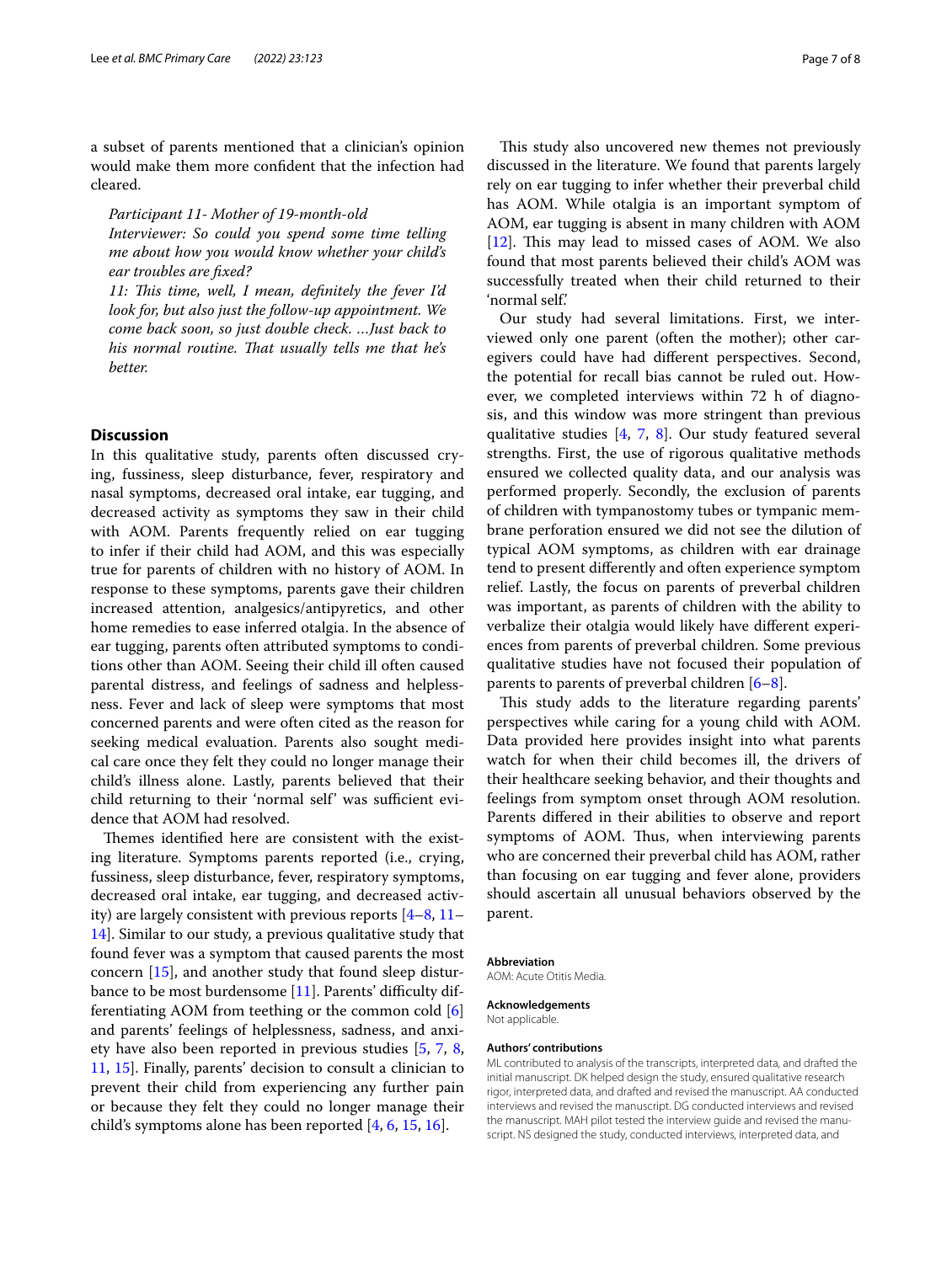a subset of parents mentioned that a clinician's opinion would make them more confident that the infection had cleared.

*Participant 11- Mother of 19-month-old*
*Interviewer: So could you spend some time telling me about how you would know whether your child's ear troubles are fixed?*
*11: This time, well, I mean, definitely the fever I'd look for, but also just the follow-up appointment. We come back soon, so just double check. …Just back to his normal routine. That usually tells me that he's better.*

## Discussion

In this qualitative study, parents often discussed crying, fussiness, sleep disturbance, fever, respiratory and nasal symptoms, decreased oral intake, ear tugging, and decreased activity as symptoms they saw in their child with AOM. Parents frequently relied on ear tugging to infer if their child had AOM, and this was especially true for parents of children with no history of AOM. In response to these symptoms, parents gave their children increased attention, analgesics/antipyretics, and other home remedies to ease inferred otalgia. In the absence of ear tugging, parents often attributed symptoms to conditions other than AOM. Seeing their child ill often caused parental distress, and feelings of sadness and helplessness. Fever and lack of sleep were symptoms that most concerned parents and were often cited as the reason for seeking medical evaluation. Parents also sought medical care once they felt they could no longer manage their child's illness alone. Lastly, parents believed that their child returning to their 'normal self' was sufficient evidence that AOM had resolved.

Themes identified here are consistent with the existing literature. Symptoms parents reported (i.e., crying, fussiness, sleep disturbance, fever, respiratory symptoms, decreased oral intake, ear tugging, and decreased activity) are largely consistent with previous reports [4–8, 11–14]. Similar to our study, a previous qualitative study that found fever was a symptom that caused parents the most concern [15], and another study that found sleep disturbance to be most burdensome [11]. Parents' difficulty differentiating AOM from teething or the common cold [6] and parents' feelings of helplessness, sadness, and anxiety have also been reported in previous studies [5, 7, 8, 11, 15]. Finally, parents' decision to consult a clinician to prevent their child from experiencing any further pain or because they felt they could no longer manage their child's symptoms alone has been reported [4, 6, 15, 16].

This study also uncovered new themes not previously discussed in the literature. We found that parents largely rely on ear tugging to infer whether their preverbal child has AOM. While otalgia is an important symptom of AOM, ear tugging is absent in many children with AOM [12]. This may lead to missed cases of AOM. We also found that most parents believed their child's AOM was successfully treated when their child returned to their 'normal self.'

Our study had several limitations. First, we interviewed only one parent (often the mother); other caregivers could have had different perspectives. Second, the potential for recall bias cannot be ruled out. However, we completed interviews within 72 h of diagnosis, and this window was more stringent than previous qualitative studies [4, 7, 8]. Our study featured several strengths. First, the use of rigorous qualitative methods ensured we collected quality data, and our analysis was performed properly. Secondly, the exclusion of parents of children with tympanostomy tubes or tympanic membrane perforation ensured we did not see the dilution of typical AOM symptoms, as children with ear drainage tend to present differently and often experience symptom relief. Lastly, the focus on parents of preverbal children was important, as parents of children with the ability to verbalize their otalgia would likely have different experiences from parents of preverbal children. Some previous qualitative studies have not focused their population of parents to parents of preverbal children [6–8].

This study adds to the literature regarding parents' perspectives while caring for a young child with AOM. Data provided here provides insight into what parents watch for when their child becomes ill, the drivers of their healthcare seeking behavior, and their thoughts and feelings from symptom onset through AOM resolution. Parents differed in their abilities to observe and report symptoms of AOM. Thus, when interviewing parents who are concerned their preverbal child has AOM, rather than focusing on ear tugging and fever alone, providers should ascertain all unusual behaviors observed by the parent.

#### Abbreviation

AOM: Acute Otitis Media.

#### Acknowledgements

Not applicable.

#### Authors' contributions

ML contributed to analysis of the transcripts, interpreted data, and drafted the initial manuscript. DK helped design the study, ensured qualitative research rigor, interpreted data, and drafted and revised the manuscript. AA conducted interviews and revised the manuscript. DG conducted interviews and revised the manuscript. MAH pilot tested the interview guide and revised the manuscript. NS designed the study, conducted interviews, interpreted data, and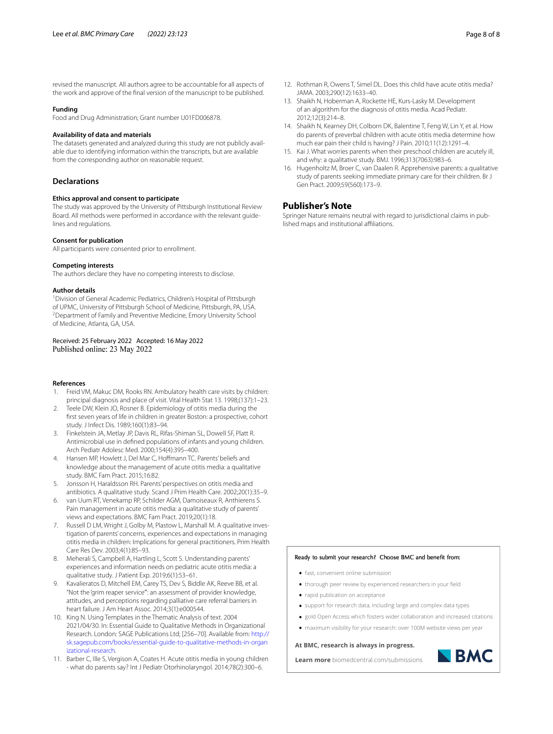revised the manuscript. All authors agree to be accountable for all aspects of the work and approve of the final version of the manuscript to be published.

#### Funding

Food and Drug Administration; Grant number U01FD006878.

#### Availability of data and materials

The datasets generated and analyzed during this study are not publicly available due to identifying information within the transcripts, but are available from the corresponding author on reasonable request.

## Declarations

#### Ethics approval and consent to participate

The study was approved by the University of Pittsburgh Institutional Review Board. All methods were performed in accordance with the relevant guidelines and regulations.

#### Consent for publication

All participants were consented prior to enrollment.

#### Competing interests

The authors declare they have no competing interests to disclose.

#### Author details

[1]Division of General Academic Pediatrics, Children's Hospital of Pittsburgh of UPMC, University of Pittsburgh School of Medicine, Pittsburgh, PA, USA. [2]Department of Family and Preventive Medicine, Emory University School of Medicine, Atlanta, GA, USA.

Received: 25 February 2022 Accepted: 16 May 2022
Published online: 23 May 2022

#### References

1. Freid VM, Makuc DM, Rooks RN. Ambulatory health care visits by children: principal diagnosis and place of visit. Vital Health Stat 13. 1998;(137):1–23.
2. Teele DW, Klein JO, Rosner B. Epidemiology of otitis media during the first seven years of life in children in greater Boston: a prospective, cohort study. J Infect Dis. 1989;160(1):83–94.
3. Finkelstein JA, Metlay JP, Davis RL, Rifas-Shiman SL, Dowell SF, Platt R. Antimicrobial use in defined populations of infants and young children. Arch Pediatr Adolesc Med. 2000;154(4):395–400.
4. Hansen MP, Howlett J, Del Mar C, Hoffmann TC. Parents' beliefs and knowledge about the management of acute otitis media: a qualitative study. BMC Fam Pract. 2015;16:82.
5. Jonsson H, Haraldsson RH. Parents' perspectives on otitis media and antibiotics. A qualitative study. Scand J Prim Health Care. 2002;20(1):35–9.
6. van Uum RT, Venekamp RP, Schilder AGM, Damoiseaux R, Anthierens S. Pain management in acute otitis media: a qualitative study of parents' views and expectations. BMC Fam Pract. 2019;20(1):18.
7. Russell D LM, Wright J, Golby M, Plastow L, Marshall M. A qualitative investigation of parents' concerns, experiences and expectations in managing otitis media in children: Implications for general practitioners. Prim Health Care Res Dev. 2003;4(1):85–93.
8. Meherali S, Campbell A, Hartling L, Scott S. Understanding parents' experiences and information needs on pediatric acute otitis media: a qualitative study. J Patient Exp. 2019;6(1):53–61.
9. Kavalieratos D, Mitchell EM, Carey TS, Dev S, Biddle AK, Reeve BB, et al. "Not the 'grim reaper service'": an assessment of provider knowledge, attitudes, and perceptions regarding palliative care referral barriers in heart failure. J Am Heart Assoc. 2014;3(1):e000544.
10. King N. Using Templates in the Thematic Analysis of text. 2004 2021/04/30. In: Essential Guide to Qualitative Methods in Organizational Research. London: SAGE Publications Ltd; [256–70]. Available from: http://sk.sagepub.com/books/essential-guide-to-qualitative-methods-in-organizational-research.
11. Barber C, Ille S, Vergison A, Coates H. Acute otitis media in young children - what do parents say? Int J Pediatr Otorhinolaryngol. 2014;78(2):300–6.
12. Rothman R, Owens T, Simel DL. Does this child have acute otitis media? JAMA. 2003;290(12):1633–40.
13. Shaikh N, Hoberman A, Rockette HE, Kurs-Lasky M. Development of an algorithm for the diagnosis of otitis media. Acad Pediatr. 2012;12(3):214–8.
14. Shaikh N, Kearney DH, Colborn DK, Balentine T, Feng W, Lin Y, et al. How do parents of preverbal children with acute otitis media determine how much ear pain their child is having? J Pain. 2010;11(12):1291–4.
15. Kai J. What worries parents when their preschool children are acutely ill, and why: a qualitative study. BMJ. 1996;313(7063):983–6.
16. Hugenholtz M, Broer C, van Daalen R. Apprehensive parents: a qualitative study of parents seeking immediate primary care for their children. Br J Gen Pract. 2009;59(560):173–9.

## Publisher's Note

Springer Nature remains neutral with regard to jurisdictional claims in published maps and institutional affiliations.

Ready to submit your research? Choose BMC and benefit from:

- fast, convenient online submission
- thorough peer review by experienced researchers in your field
- rapid publication on acceptance
- support for research data, including large and complex data types
- gold Open Access which fosters wider collaboration and increased citations
- maximum visibility for your research: over 100M website views per year

**At BMC, research is always in progress.**

**Learn more** biomedcentral.com/submissions

BMC